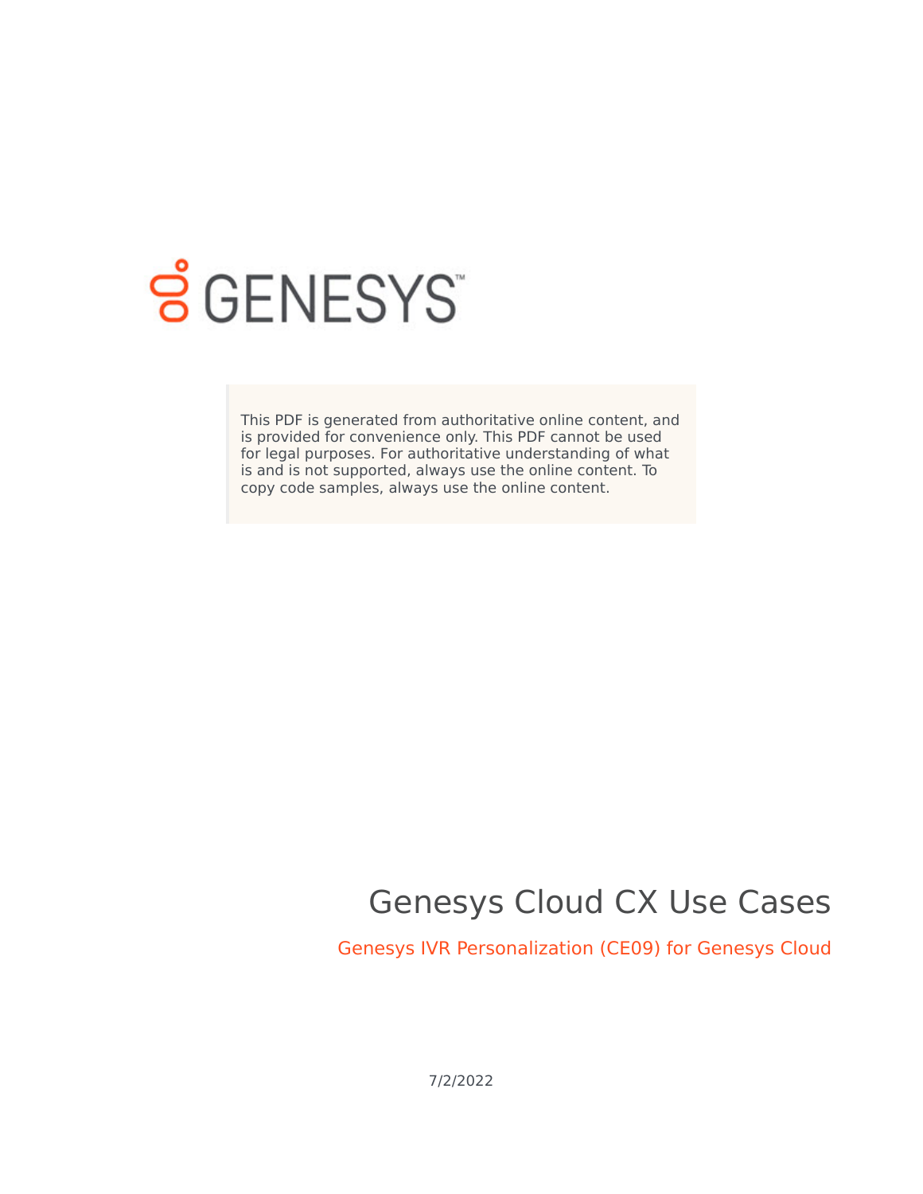This PDF is generated from authoritative online content, and is provided for convenience only. This PDF cannot be used for legal purposes. For authoritative understanding of what is and is not supported, always use the online content. To copy code samples, always use the online content.

# Genesys Cloud CX Use Cases

## Genesys IVR Personalization (CE09) for Genesys Cloud

7/2/2022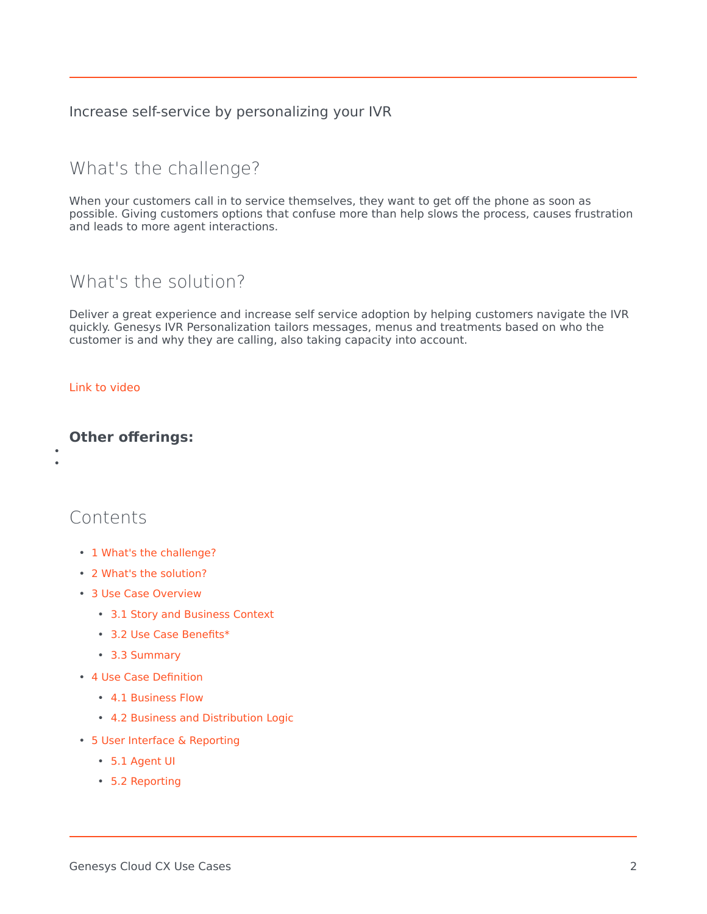Increase self-service by personalizing your IVR

## What's the challenge?

When your customers call in to service themselves, they want to get off the phone as soon as possible. Giving customers options that confuse more than help slows the process, causes frustration and leads to more agent interactions.

## What's the solution?

Deliver a great experience and increase self service adoption by helping customers navigate the IVR quickly. Genesys IVR Personalization tailors messages, menus and treatments based on who the customer is and why they are calling, also taking capacity into account.

Link to video

**Other offerings:**

## Contents

- 1 What's the challenge?
- 2 What's the solution?
- 3 Use Case Overview
  - 3.1 Story and Business Context
  - 3.2 Use Case Benefits*
  - 3.3 Summary
- 4 Use Case Definition
  - 4.1 Business Flow
  - 4.2 Business and Distribution Logic
- 5 User Interface & Reporting
  - 5.1 Agent UI
  - 5.2 Reporting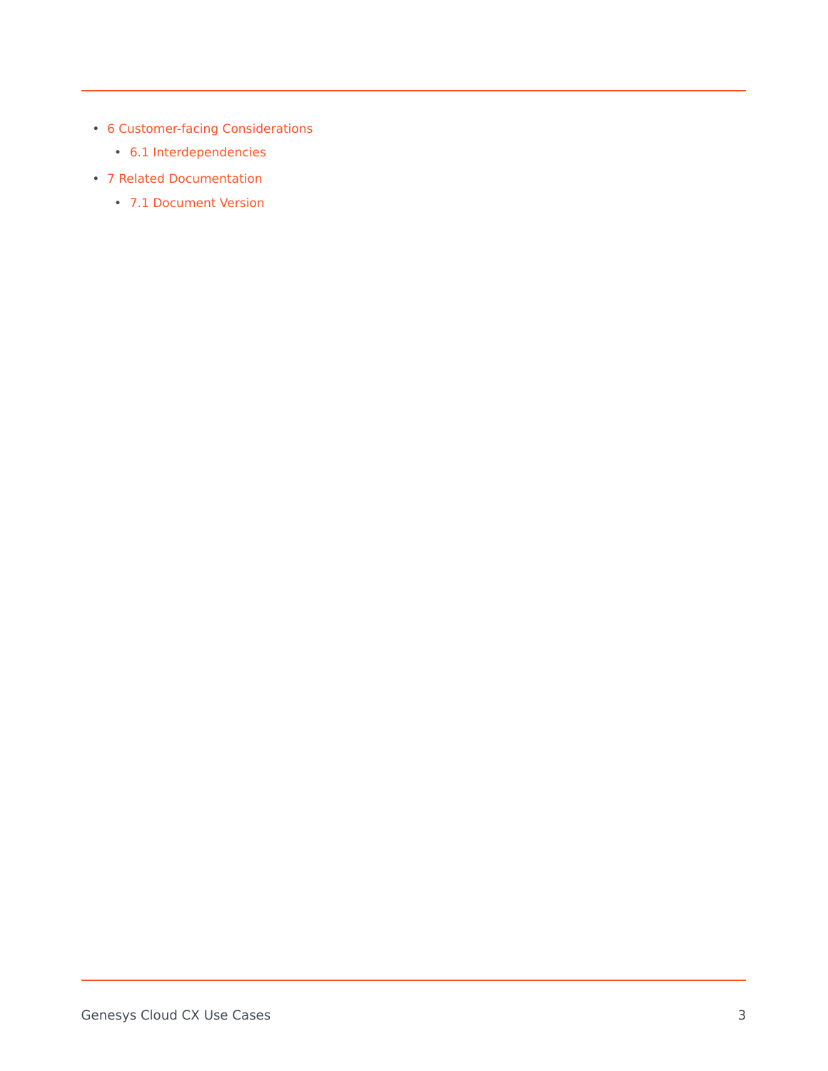- 6 Customer-facing Considerations
  - 6.1 Interdependencies
- 7 Related Documentation
  - 7.1 Document Version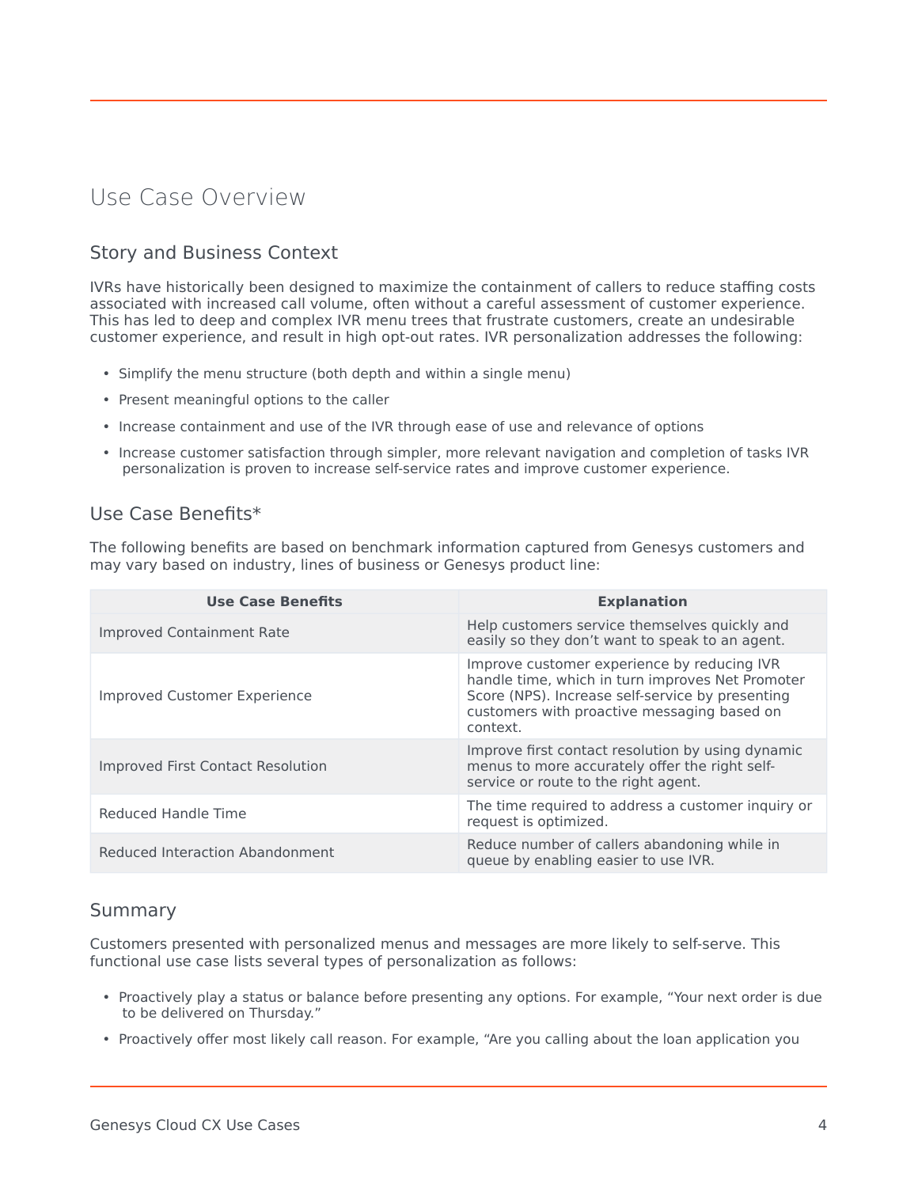# Use Case Overview

## Story and Business Context

IVRs have historically been designed to maximize the containment of callers to reduce staffing costs associated with increased call volume, often without a careful assessment of customer experience. This has led to deep and complex IVR menu trees that frustrate customers, create an undesirable customer experience, and result in high opt-out rates. IVR personalization addresses the following:

- Simplify the menu structure (both depth and within a single menu)
- Present meaningful options to the caller
- Increase containment and use of the IVR through ease of use and relevance of options
- Increase customer satisfaction through simpler, more relevant navigation and completion of tasks IVR personalization is proven to increase self-service rates and improve customer experience.

## Use Case Benefits*

The following benefits are based on benchmark information captured from Genesys customers and may vary based on industry, lines of business or Genesys product line:

| Use Case Benefits | Explanation |
|---|---|
| Improved Containment Rate | Help customers service themselves quickly and easily so they don't want to speak to an agent. |
| Improved Customer Experience | Improve customer experience by reducing IVR handle time, which in turn improves Net Promoter Score (NPS). Increase self-service by presenting customers with proactive messaging based on context. |
| Improved First Contact Resolution | Improve first contact resolution by using dynamic menus to more accurately offer the right self-service or route to the right agent. |
| Reduced Handle Time | The time required to address a customer inquiry or request is optimized. |
| Reduced Interaction Abandonment | Reduce number of callers abandoning while in queue by enabling easier to use IVR. |

## Summary

Customers presented with personalized menus and messages are more likely to self-serve. This functional use case lists several types of personalization as follows:

- Proactively play a status or balance before presenting any options. For example, "Your next order is due to be delivered on Thursday."
- Proactively offer most likely call reason. For example, "Are you calling about the loan application you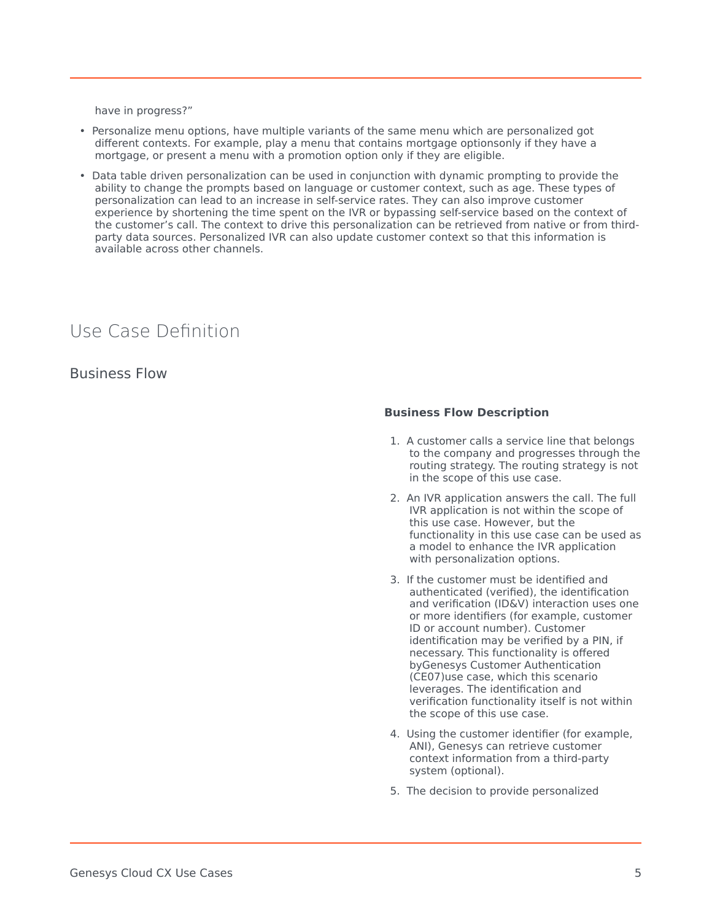have in progress?”

- Personalize menu options, have multiple variants of the same menu which are personalized got different contexts. For example, play a menu that contains mortgage optionsonly if they have a mortgage, or present a menu with a promotion option only if they are eligible.
- Data table driven personalization can be used in conjunction with dynamic prompting to provide the ability to change the prompts based on language or customer context, such as age. These types of personalization can lead to an increase in self-service rates. They can also improve customer experience by shortening the time spent on the IVR or bypassing self-service based on the context of the customer’s call. The context to drive this personalization can be retrieved from native or from third-party data sources. Personalized IVR can also update customer context so that this information is available across other channels.

# Use Case Definition

## Business Flow

**Business Flow Description**

1. A customer calls a service line that belongs to the company and progresses through the routing strategy. The routing strategy is not in the scope of this use case.
2. An IVR application answers the call. The full IVR application is not within the scope of this use case. However, but the functionality in this use case can be used as a model to enhance the IVR application with personalization options.
3. If the customer must be identified and authenticated (verified), the identification and verification (ID&V) interaction uses one or more identifiers (for example, customer ID or account number). Customer identification may be verified by a PIN, if necessary. This functionality is offered byGenesys Customer Authentication (CE07)use case, which this scenario leverages. The identification and verification functionality itself is not within the scope of this use case.
4. Using the customer identifier (for example, ANI), Genesys can retrieve customer context information from a third-party system (optional).
5. The decision to provide personalized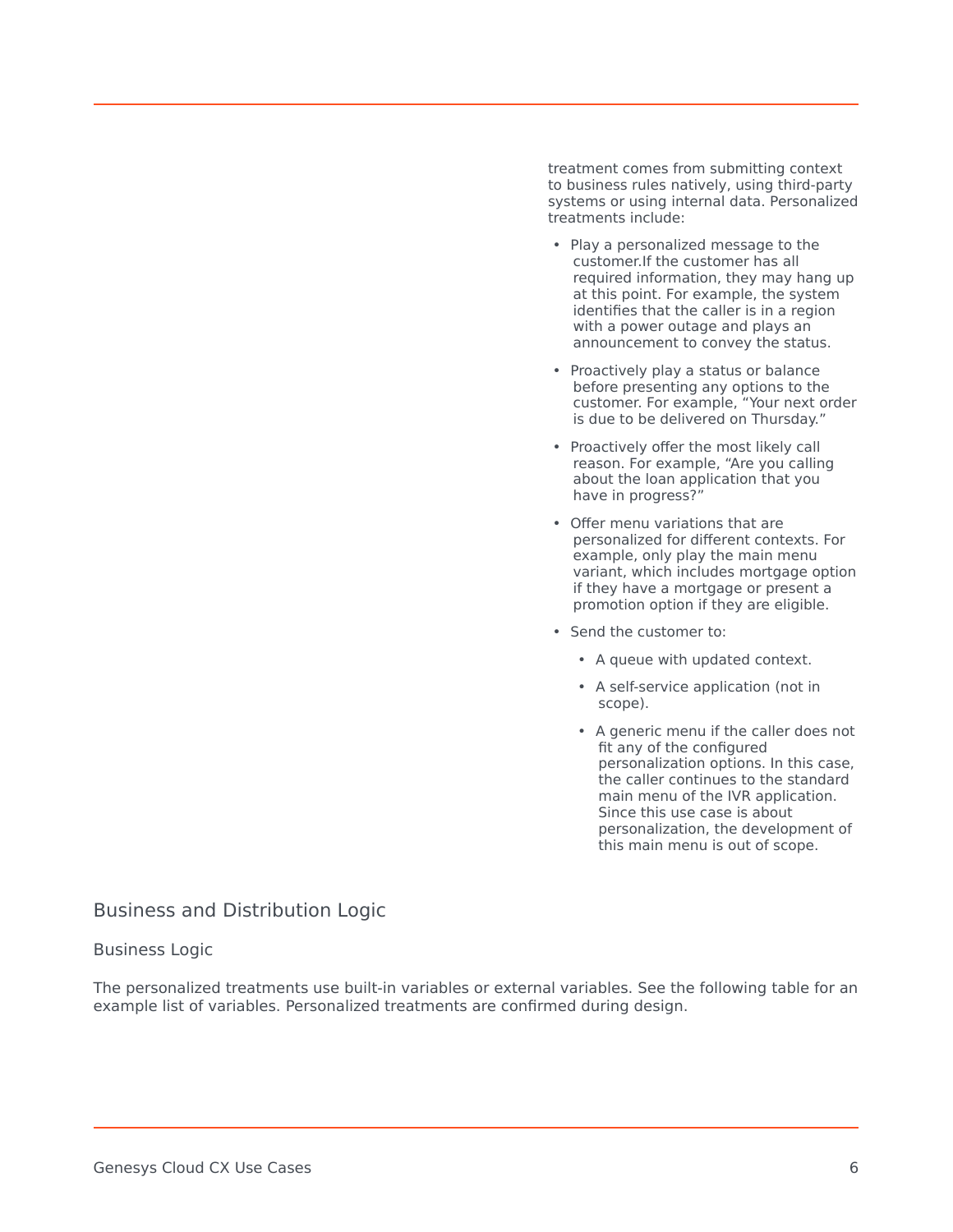treatment comes from submitting context to business rules natively, using third-party systems or using internal data. Personalized treatments include:

- Play a personalized message to the customer.If the customer has all required information, they may hang up at this point. For example, the system identifies that the caller is in a region with a power outage and plays an announcement to convey the status.
- Proactively play a status or balance before presenting any options to the customer. For example, “Your next order is due to be delivered on Thursday.”
- Proactively offer the most likely call reason. For example, “Are you calling about the loan application that you have in progress?”
- Offer menu variations that are personalized for different contexts. For example, only play the main menu variant, which includes mortgage option if they have a mortgage or present a promotion option if they are eligible.
- Send the customer to:
  - A queue with updated context.
  - A self-service application (not in scope).
  - A generic menu if the caller does not fit any of the configured personalization options. In this case, the caller continues to the standard main menu of the IVR application. Since this use case is about personalization, the development of this main menu is out of scope.

## Business and Distribution Logic

### Business Logic

The personalized treatments use built-in variables or external variables. See the following table for an example list of variables. Personalized treatments are confirmed during design.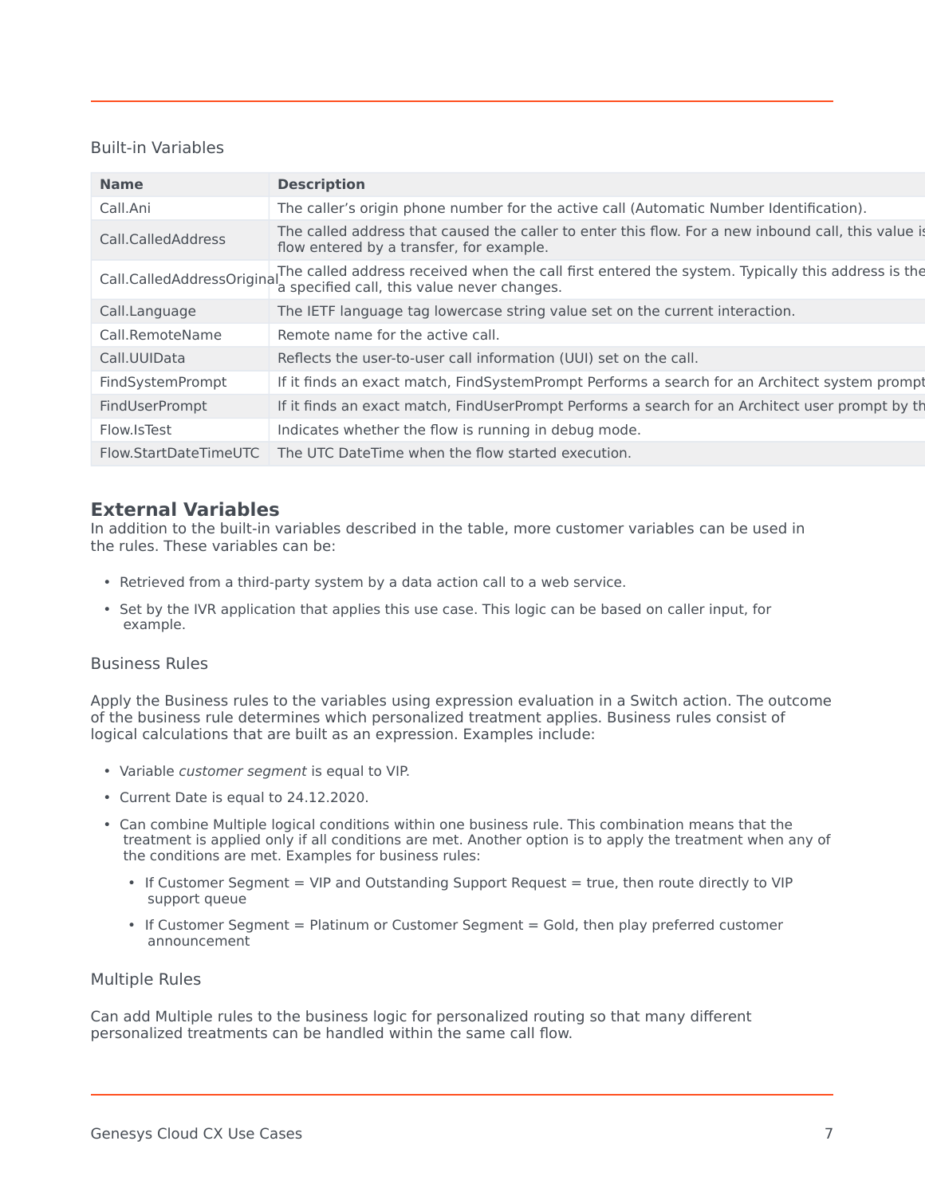### Built-in Variables

| Name | Description |
| --- | --- |
| Call.Ani | The caller's origin phone number for the active call (Automatic Number Identification). |
| Call.CalledAddress | The called address that caused the caller to enter this flow. For a new inbound call, this value is flow entered by a transfer, for example. |
| Call.CalledAddressOriginal | The called address received when the call first entered the system. Typically this address is the a specified call, this value never changes. |
| Call.Language | The IETF language tag lowercase string value set on the current interaction. |
| Call.RemoteName | Remote name for the active call. |
| Call.UUIData | Reflects the user-to-user call information (UUI) set on the call. |
| FindSystemPrompt | If it finds an exact match, FindSystemPrompt Performs a search for an Architect system prompt |
| FindUserPrompt | If it finds an exact match, FindUserPrompt Performs a search for an Architect user prompt by th |
| Flow.IsTest | Indicates whether the flow is running in debug mode. |
| Flow.StartDateTimeUTC | The UTC DateTime when the flow started execution. |

## External Variables

In addition to the built-in variables described in the table, more customer variables can be used in the rules. These variables can be:

- Retrieved from a third-party system by a data action call to a web service.
- Set by the IVR application that applies this use case. This logic can be based on caller input, for example.

### Business Rules

Apply the Business rules to the variables using expression evaluation in a Switch action. The outcome of the business rule determines which personalized treatment applies. Business rules consist of logical calculations that are built as an expression. Examples include:

- Variable *customer segment* is equal to VIP.
- Current Date is equal to 24.12.2020.
- Can combine Multiple logical conditions within one business rule. This combination means that the treatment is applied only if all conditions are met. Another option is to apply the treatment when any of the conditions are met. Examples for business rules:
  - If Customer Segment = VIP and Outstanding Support Request = true, then route directly to VIP support queue
  - If Customer Segment = Platinum or Customer Segment = Gold, then play preferred customer announcement

### Multiple Rules

Can add Multiple rules to the business logic for personalized routing so that many different personalized treatments can be handled within the same call flow.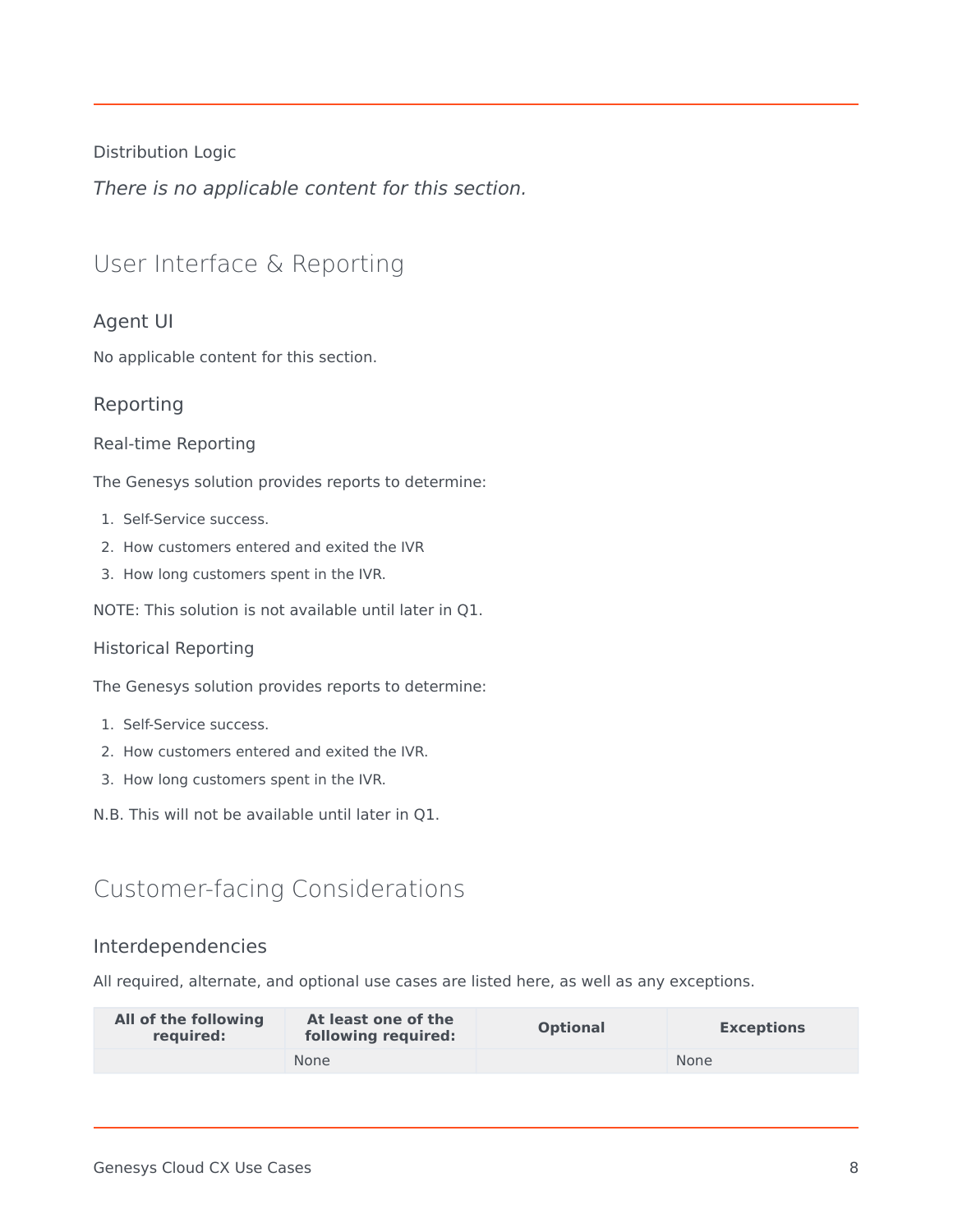Distribution Logic

*There is no applicable content for this section.*

## User Interface & Reporting

### Agent UI

No applicable content for this section.

### Reporting

#### Real-time Reporting

The Genesys solution provides reports to determine:

1. Self-Service success.
2. How customers entered and exited the IVR
3. How long customers spent in the IVR.

NOTE: This solution is not available until later in Q1.

#### Historical Reporting

The Genesys solution provides reports to determine:

1. Self-Service success.
2. How customers entered and exited the IVR.
3. How long customers spent in the IVR.

N.B. This will not be available until later in Q1.

## Customer-facing Considerations

### Interdependencies

All required, alternate, and optional use cases are listed here, as well as any exceptions.

| All of the following required: | At least one of the following required: | Optional | Exceptions |
|---|---|---|---|
| | None | | None |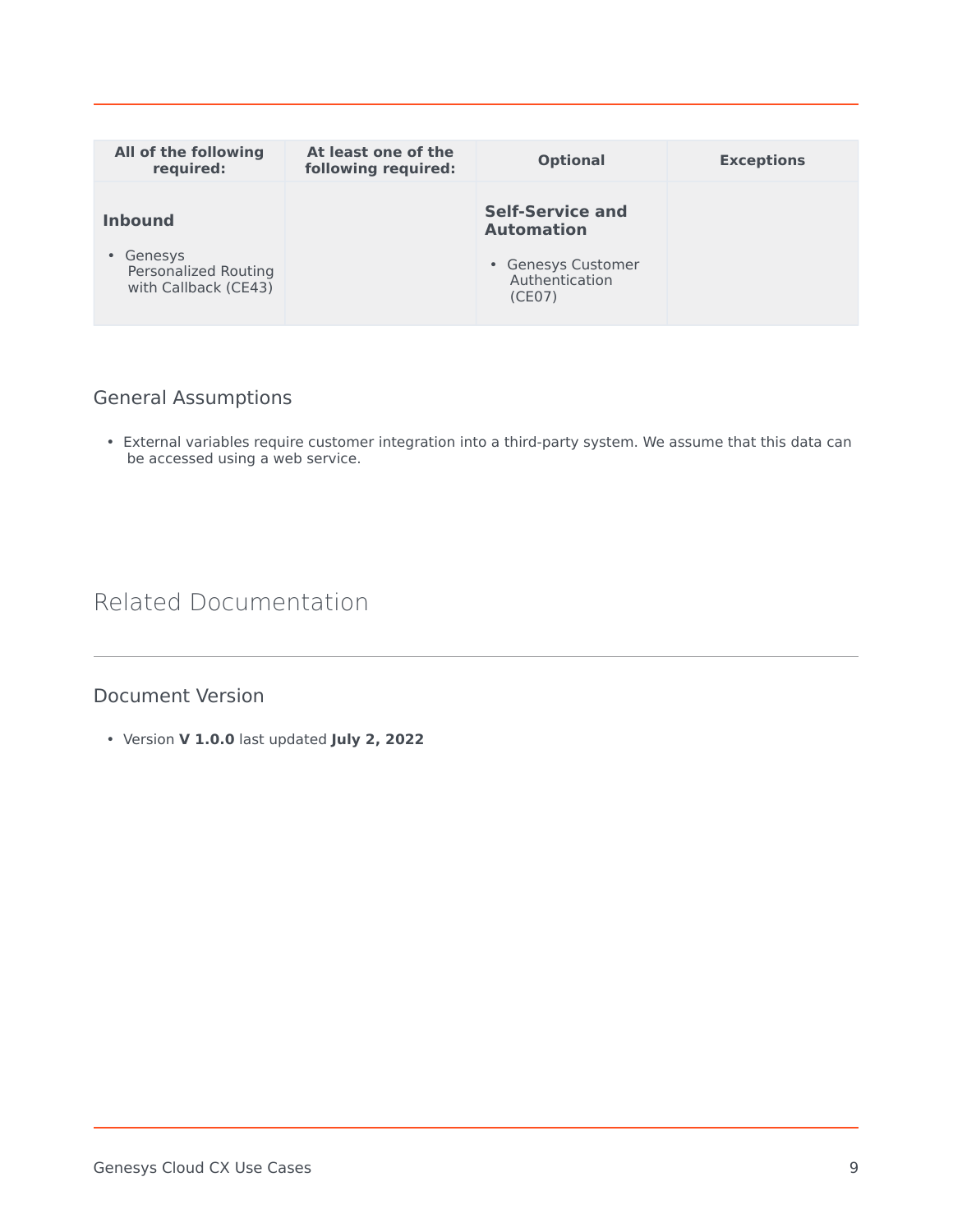| All of the following required: | At least one of the following required: | Optional | Exceptions |
| --- | --- | --- | --- |
| **Inbound**<br>• Genesys Personalized Routing with Callback (CE43) | | **Self-Service and Automation**<br>• Genesys Customer Authentication (CE07) | |

### General Assumptions

- External variables require customer integration into a third-party system. We assume that this data can be accessed using a web service.

## Related Documentation

### Document Version

- Version **V 1.0.0** last updated **July 2, 2022**